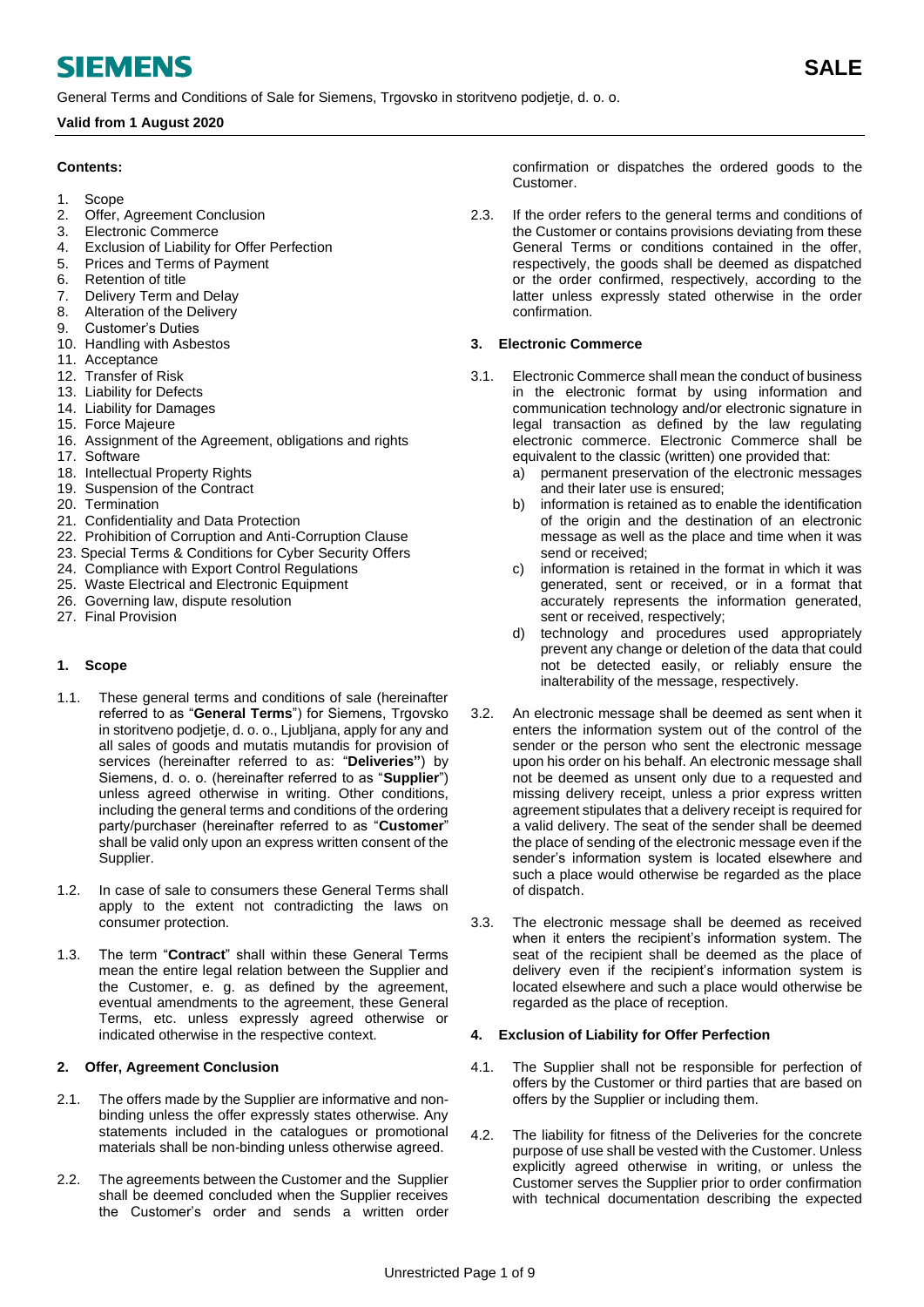# SIEMENS

**SALE**

General Terms and Conditions of Sale for Siemens, Trgovsko in storitveno podjetje, d. o. o.

**Valid from 1 August 2020**

**Contents:**

1. Scope
2. Offer, Agreement Conclusion
3. Electronic Commerce
4. Exclusion of Liability for Offer Perfection
5. Prices and Terms of Payment
6. Retention of title
7. Delivery Term and Delay
8. Alteration of the Delivery
9. Customer's Duties
10. Handling with Asbestos
11. Acceptance
12. Transfer of Risk
13. Liability for Defects
14. Liability for Damages
15. Force Majeure
16. Assignment of the Agreement, obligations and rights
17. Software
18. Intellectual Property Rights
19. Suspension of the Contract
20. Termination
21. Confidentiality and Data Protection
22. Prohibition of Corruption and Anti-Corruption Clause
23. Special Terms & Conditions for Cyber Security Offers
24. Compliance with Export Control Regulations
25. Waste Electrical and Electronic Equipment
26. Governing law, dispute resolution
27. Final Provision

## 1. Scope

1.1. These general terms and conditions of sale (hereinafter referred to as "**General Terms**") for Siemens, Trgovsko in storitveno podjetje, d. o. o., Ljubljana, apply for any and all sales of goods and mutatis mutandis for provision of services (hereinafter referred to as: "**Deliveries"**) by Siemens, d. o. o. (hereinafter referred to as "**Supplier**") unless agreed otherwise in writing. Other conditions, including the general terms and conditions of the ordering party/purchaser (hereinafter referred to as "**Customer**" shall be valid only upon an express written consent of the Supplier.

1.2. In case of sale to consumers these General Terms shall apply to the extent not contradicting the laws on consumer protection.

1.3. The term "**Contract**" shall within these General Terms mean the entire legal relation between the Supplier and the Customer, e. g. as defined by the agreement, eventual amendments to the agreement, these General Terms, etc. unless expressly agreed otherwise or indicated otherwise in the respective context.

## 2. Offer, Agreement Conclusion

2.1. The offers made by the Supplier are informative and non-binding unless the offer expressly states otherwise. Any statements included in the catalogues or promotional materials shall be non-binding unless otherwise agreed.

2.2. The agreements between the Customer and the Supplier shall be deemed concluded when the Supplier receives the Customer's order and sends a written order confirmation or dispatches the ordered goods to the Customer.

2.3. If the order refers to the general terms and conditions of the Customer or contains provisions deviating from these General Terms or conditions contained in the offer, respectively, the goods shall be deemed as dispatched or the order confirmed, respectively, according to the latter unless expressly stated otherwise in the order confirmation.

## 3. Electronic Commerce

3.1. Electronic Commerce shall mean the conduct of business in the electronic format by using information and communication technology and/or electronic signature in legal transaction as defined by the law regulating electronic commerce. Electronic Commerce shall be equivalent to the classic (written) one provided that:

   a) permanent preservation of the electronic messages and their later use is ensured;
   b) information is retained as to enable the identification of the origin and the destination of an electronic message as well as the place and time when it was send or received;
   c) information is retained in the format in which it was generated, sent or received, or in a format that accurately represents the information generated, sent or received, respectively;
   d) technology and procedures used appropriately prevent any change or deletion of the data that could not be detected easily, or reliably ensure the inalterability of the message, respectively.

3.2. An electronic message shall be deemed as sent when it enters the information system out of the control of the sender or the person who sent the electronic message upon his order on his behalf. An electronic message shall not be deemed as unsent only due to a requested and missing delivery receipt, unless a prior express written agreement stipulates that a delivery receipt is required for a valid delivery. The seat of the sender shall be deemed the place of sending of the electronic message even if the sender's information system is located elsewhere and such a place would otherwise be regarded as the place of dispatch.

3.3. The electronic message shall be deemed as received when it enters the recipient's information system. The seat of the recipient shall be deemed as the place of delivery even if the recipient's information system is located elsewhere and such a place would otherwise be regarded as the place of reception.

## 4. Exclusion of Liability for Offer Perfection

4.1. The Supplier shall not be responsible for perfection of offers by the Customer or third parties that are based on offers by the Supplier or including them.

4.2. The liability for fitness of the Deliveries for the concrete purpose of use shall be vested with the Customer. Unless explicitly agreed otherwise in writing, or unless the Customer serves the Supplier prior to order confirmation with technical documentation describing the expected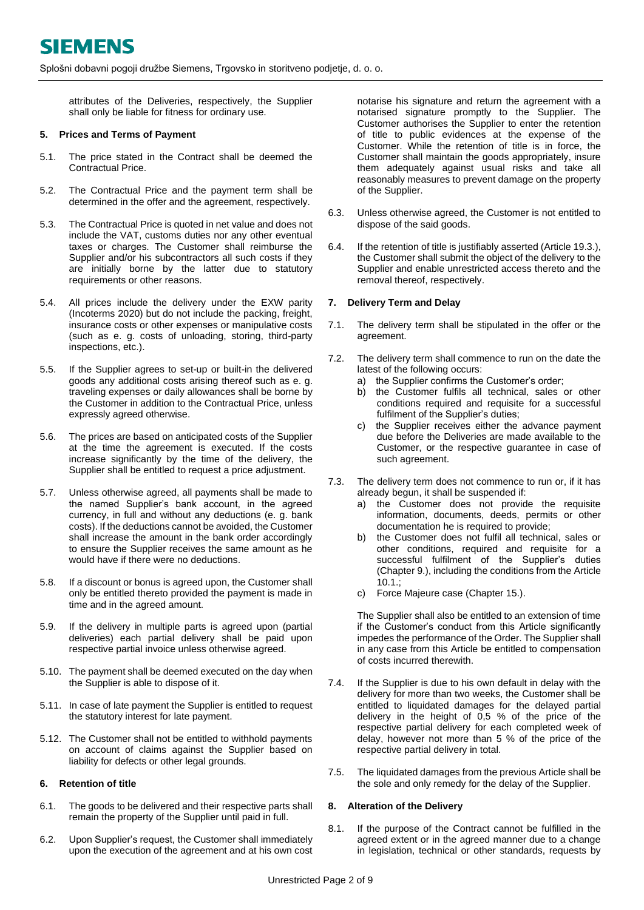attributes of the Deliveries, respectively, the Supplier shall only be liable for fitness for ordinary use.

## 5. Prices and Terms of Payment

5.1. The price stated in the Contract shall be deemed the Contractual Price.

5.2. The Contractual Price and the payment term shall be determined in the offer and the agreement, respectively.

5.3. The Contractual Price is quoted in net value and does not include the VAT, customs duties nor any other eventual taxes or charges. The Customer shall reimburse the Supplier and/or his subcontractors all such costs if they are initially borne by the latter due to statutory requirements or other reasons.

5.4. All prices include the delivery under the EXW parity (Incoterms 2020) but do not include the packing, freight, insurance costs or other expenses or manipulative costs (such as e. g. costs of unloading, storing, third-party inspections, etc.).

5.5. If the Supplier agrees to set-up or built-in the delivered goods any additional costs arising thereof such as e. g. traveling expenses or daily allowances shall be borne by the Customer in addition to the Contractual Price, unless expressly agreed otherwise.

5.6. The prices are based on anticipated costs of the Supplier at the time the agreement is executed. If the costs increase significantly by the time of the delivery, the Supplier shall be entitled to request a price adjustment.

5.7. Unless otherwise agreed, all payments shall be made to the named Supplier's bank account, in the agreed currency, in full and without any deductions (e. g. bank costs). If the deductions cannot be avoided, the Customer shall increase the amount in the bank order accordingly to ensure the Supplier receives the same amount as he would have if there were no deductions.

5.8. If a discount or bonus is agreed upon, the Customer shall only be entitled thereto provided the payment is made in time and in the agreed amount.

5.9. If the delivery in multiple parts is agreed upon (partial deliveries) each partial delivery shall be paid upon respective partial invoice unless otherwise agreed.

5.10. The payment shall be deemed executed on the day when the Supplier is able to dispose of it.

5.11. In case of late payment the Supplier is entitled to request the statutory interest for late payment.

5.12. The Customer shall not be entitled to withhold payments on account of claims against the Supplier based on liability for defects or other legal grounds.

## 6. Retention of title

6.1. The goods to be delivered and their respective parts shall remain the property of the Supplier until paid in full.

6.2. Upon Supplier's request, the Customer shall immediately upon the execution of the agreement and at his own cost notarise his signature and return the agreement with a notarised signature promptly to the Supplier. The Customer authorises the Supplier to enter the retention of title to public evidences at the expense of the Customer. While the retention of title is in force, the Customer shall maintain the goods appropriately, insure them adequately against usual risks and take all reasonably measures to prevent damage on the property of the Supplier.

6.3. Unless otherwise agreed, the Customer is not entitled to dispose of the said goods.

6.4. If the retention of title is justifiably asserted (Article 19.3.), the Customer shall submit the object of the delivery to the Supplier and enable unrestricted access thereto and the removal thereof, respectively.

## 7. Delivery Term and Delay

7.1. The delivery term shall be stipulated in the offer or the agreement.

7.2. The delivery term shall commence to run on the date the latest of the following occurs:
   a) the Supplier confirms the Customer's order;
   b) the Customer fulfils all technical, sales or other conditions required and requisite for a successful fulfilment of the Supplier's duties;
   c) the Supplier receives either the advance payment due before the Deliveries are made available to the Customer, or the respective guarantee in case of such agreement.

7.3. The delivery term does not commence to run or, if it has already begun, it shall be suspended if:
   a) the Customer does not provide the requisite information, documents, deeds, permits or other documentation he is required to provide;
   b) the Customer does not fulfil all technical, sales or other conditions, required and requisite for a successful fulfilment of the Supplier's duties (Chapter 9.), including the conditions from the Article 10.1.;
   c) Force Majeure case (Chapter 15.).

   The Supplier shall also be entitled to an extension of time if the Customer's conduct from this Article significantly impedes the performance of the Order. The Supplier shall in any case from this Article be entitled to compensation of costs incurred therewith.

7.4. If the Supplier is due to his own default in delay with the delivery for more than two weeks, the Customer shall be entitled to liquidated damages for the delayed partial delivery in the height of 0,5 % of the price of the respective partial delivery for each completed week of delay, however not more than 5 % of the price of the respective partial delivery in total.

7.5. The liquidated damages from the previous Article shall be the sole and only remedy for the delay of the Supplier.

## 8. Alteration of the Delivery

8.1. If the purpose of the Contract cannot be fulfilled in the agreed extent or in the agreed manner due to a change in legislation, technical or other standards, requests by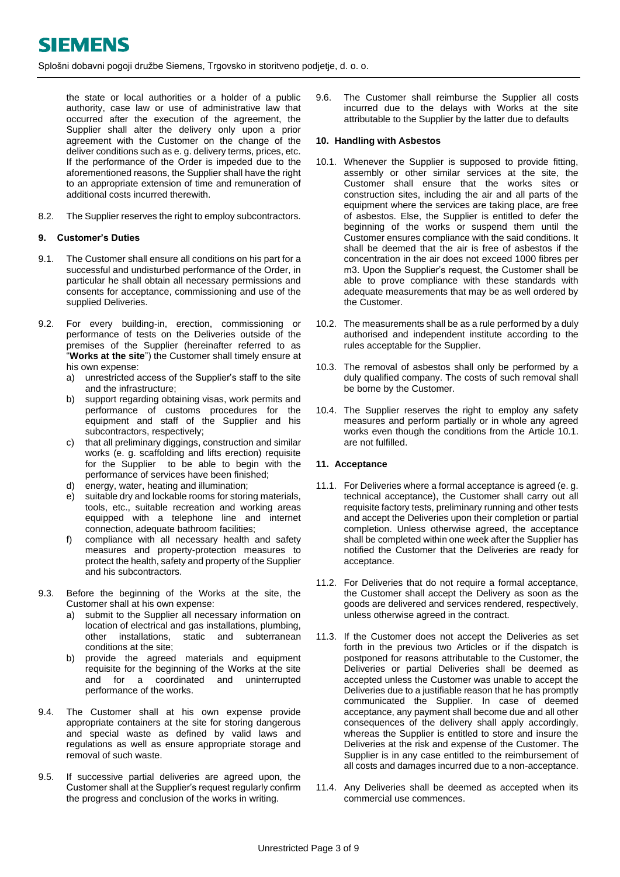the state or local authorities or a holder of a public authority, case law or use of administrative law that occurred after the execution of the agreement, the Supplier shall alter the delivery only upon a prior agreement with the Customer on the change of the deliver conditions such as e. g. delivery terms, prices, etc. If the performance of the Order is impeded due to the aforementioned reasons, the Supplier shall have the right to an appropriate extension of time and remuneration of additional costs incurred therewith.

8.2. The Supplier reserves the right to employ subcontractors.

### 9. Customer's Duties

9.1. The Customer shall ensure all conditions on his part for a successful and undisturbed performance of the Order, in particular he shall obtain all necessary permissions and consents for acceptance, commissioning and use of the supplied Deliveries.

9.2. For every building-in, erection, commissioning or performance of tests on the Deliveries outside of the premises of the Supplier (hereinafter referred to as "**Works at the site**") the Customer shall timely ensure at his own expense:

a) unrestricted access of the Supplier's staff to the site and the infrastructure;
b) support regarding obtaining visas, work permits and performance of customs procedures for the equipment and staff of the Supplier and his subcontractors, respectively;
c) that all preliminary diggings, construction and similar works (e. g. scaffolding and lifts erection) requisite for the Supplier to be able to begin with the performance of services have been finished;
d) energy, water, heating and illumination;
e) suitable dry and lockable rooms for storing materials, tools, etc., suitable recreation and working areas equipped with a telephone line and internet connection, adequate bathroom facilities;
f) compliance with all necessary health and safety measures and property-protection measures to protect the health, safety and property of the Supplier and his subcontractors.

9.3. Before the beginning of the Works at the site, the Customer shall at his own expense:

a) submit to the Supplier all necessary information on location of electrical and gas installations, plumbing, other installations, static and subterranean conditions at the site;
b) provide the agreed materials and equipment requisite for the beginning of the Works at the site and for a coordinated and uninterrupted performance of the works.

9.4. The Customer shall at his own expense provide appropriate containers at the site for storing dangerous and special waste as defined by valid laws and regulations as well as ensure appropriate storage and removal of such waste.

9.5. If successive partial deliveries are agreed upon, the Customer shall at the Supplier's request regularly confirm the progress and conclusion of the works in writing.

9.6. The Customer shall reimburse the Supplier all costs incurred due to the delays with Works at the site attributable to the Supplier by the latter due to defaults

### 10. Handling with Asbestos

10.1. Whenever the Supplier is supposed to provide fitting, assembly or other similar services at the site, the Customer shall ensure that the works sites or construction sites, including the air and all parts of the equipment where the services are taking place, are free of asbestos. Else, the Supplier is entitled to defer the beginning of the works or suspend them until the Customer ensures compliance with the said conditions. It shall be deemed that the air is free of asbestos if the concentration in the air does not exceed 1000 fibres per m3. Upon the Supplier's request, the Customer shall be able to prove compliance with these standards with adequate measurements that may be as well ordered by the Customer.

10.2. The measurements shall be as a rule performed by a duly authorised and independent institute according to the rules acceptable for the Supplier.

10.3. The removal of asbestos shall only be performed by a duly qualified company. The costs of such removal shall be borne by the Customer.

10.4. The Supplier reserves the right to employ any safety measures and perform partially or in whole any agreed works even though the conditions from the Article 10.1. are not fulfilled.

### 11. Acceptance

11.1. For Deliveries where a formal acceptance is agreed (e. g. technical acceptance), the Customer shall carry out all requisite factory tests, preliminary running and other tests and accept the Deliveries upon their completion or partial completion. Unless otherwise agreed, the acceptance shall be completed within one week after the Supplier has notified the Customer that the Deliveries are ready for acceptance.

11.2. For Deliveries that do not require a formal acceptance, the Customer shall accept the Delivery as soon as the goods are delivered and services rendered, respectively, unless otherwise agreed in the contract.

11.3. If the Customer does not accept the Deliveries as set forth in the previous two Articles or if the dispatch is postponed for reasons attributable to the Customer, the Deliveries or partial Deliveries shall be deemed as accepted unless the Customer was unable to accept the Deliveries due to a justifiable reason that he has promptly communicated the Supplier. In case of deemed acceptance, any payment shall become due and all other consequences of the delivery shall apply accordingly, whereas the Supplier is entitled to store and insure the Deliveries at the risk and expense of the Customer. The Supplier is in any case entitled to the reimbursement of all costs and damages incurred due to a non-acceptance.

11.4. Any Deliveries shall be deemed as accepted when its commercial use commences.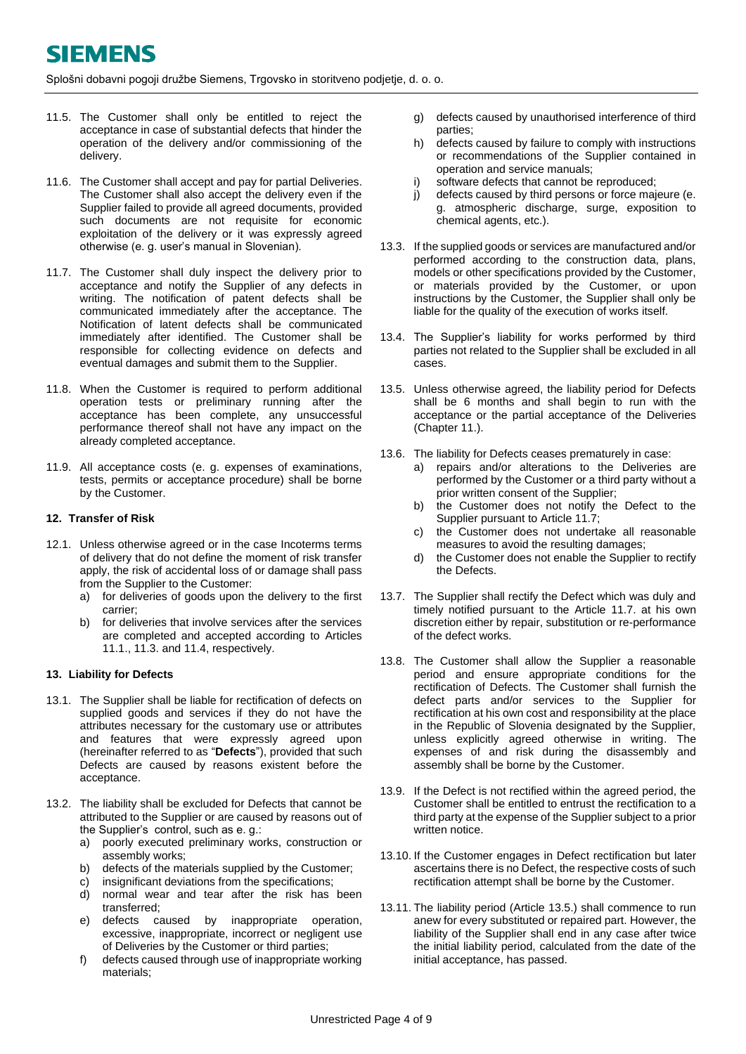11.5. The Customer shall only be entitled to reject the acceptance in case of substantial defects that hinder the operation of the delivery and/or commissioning of the delivery.

11.6. The Customer shall accept and pay for partial Deliveries. The Customer shall also accept the delivery even if the Supplier failed to provide all agreed documents, provided such documents are not requisite for economic exploitation of the delivery or it was expressly agreed otherwise (e. g. user's manual in Slovenian).

11.7. The Customer shall duly inspect the delivery prior to acceptance and notify the Supplier of any defects in writing. The notification of patent defects shall be communicated immediately after the acceptance. The Notification of latent defects shall be communicated immediately after identified. The Customer shall be responsible for collecting evidence on defects and eventual damages and submit them to the Supplier.

11.8. When the Customer is required to perform additional operation tests or preliminary running after the acceptance has been complete, any unsuccessful performance thereof shall not have any impact on the already completed acceptance.

11.9. All acceptance costs (e. g. expenses of examinations, tests, permits or acceptance procedure) shall be borne by the Customer.

### 12. Transfer of Risk

12.1. Unless otherwise agreed or in the case Incoterms terms of delivery that do not define the moment of risk transfer apply, the risk of accidental loss of or damage shall pass from the Supplier to the Customer:
   a) for deliveries of goods upon the delivery to the first carrier;
   b) for deliveries that involve services after the services are completed and accepted according to Articles 11.1., 11.3. and 11.4, respectively.

### 13. Liability for Defects

13.1. The Supplier shall be liable for rectification of defects on supplied goods and services if they do not have the attributes necessary for the customary use or attributes and features that were expressly agreed upon (hereinafter referred to as "**Defects**"), provided that such Defects are caused by reasons existent before the acceptance.

13.2. The liability shall be excluded for Defects that cannot be attributed to the Supplier or are caused by reasons out of the Supplier's control, such as e. g.:
   a) poorly executed preliminary works, construction or assembly works;
   b) defects of the materials supplied by the Customer;
   c) insignificant deviations from the specifications;
   d) normal wear and tear after the risk has been transferred;
   e) defects caused by inappropriate operation, excessive, inappropriate, incorrect or negligent use of Deliveries by the Customer or third parties;
   f) defects caused through use of inappropriate working materials;
   g) defects caused by unauthorised interference of third parties;
   h) defects caused by failure to comply with instructions or recommendations of the Supplier contained in operation and service manuals;
   i) software defects that cannot be reproduced;
   j) defects caused by third persons or force majeure (e. g. atmospheric discharge, surge, exposition to chemical agents, etc.).

13.3. If the supplied goods or services are manufactured and/or performed according to the construction data, plans, models or other specifications provided by the Customer, or materials provided by the Customer, or upon instructions by the Customer, the Supplier shall only be liable for the quality of the execution of works itself.

13.4. The Supplier's liability for works performed by third parties not related to the Supplier shall be excluded in all cases.

13.5. Unless otherwise agreed, the liability period for Defects shall be 6 months and shall begin to run with the acceptance or the partial acceptance of the Deliveries (Chapter 11.).

13.6. The liability for Defects ceases prematurely in case:
   a) repairs and/or alterations to the Deliveries are performed by the Customer or a third party without a prior written consent of the Supplier;
   b) the Customer does not notify the Defect to the Supplier pursuant to Article 11.7;
   c) the Customer does not undertake all reasonable measures to avoid the resulting damages;
   d) the Customer does not enable the Supplier to rectify the Defects.

13.7. The Supplier shall rectify the Defect which was duly and timely notified pursuant to the Article 11.7. at his own discretion either by repair, substitution or re-performance of the defect works.

13.8. The Customer shall allow the Supplier a reasonable period and ensure appropriate conditions for the rectification of Defects. The Customer shall furnish the defect parts and/or services to the Supplier for rectification at his own cost and responsibility at the place in the Republic of Slovenia designated by the Supplier, unless explicitly agreed otherwise in writing. The expenses of and risk during the disassembly and assembly shall be borne by the Customer.

13.9. If the Defect is not rectified within the agreed period, the Customer shall be entitled to entrust the rectification to a third party at the expense of the Supplier subject to a prior written notice.

13.10. If the Customer engages in Defect rectification but later ascertains there is no Defect, the respective costs of such rectification attempt shall be borne by the Customer.

13.11. The liability period (Article 13.5.) shall commence to run anew for every substituted or repaired part. However, the liability of the Supplier shall end in any case after twice the initial liability period, calculated from the date of the initial acceptance, has passed.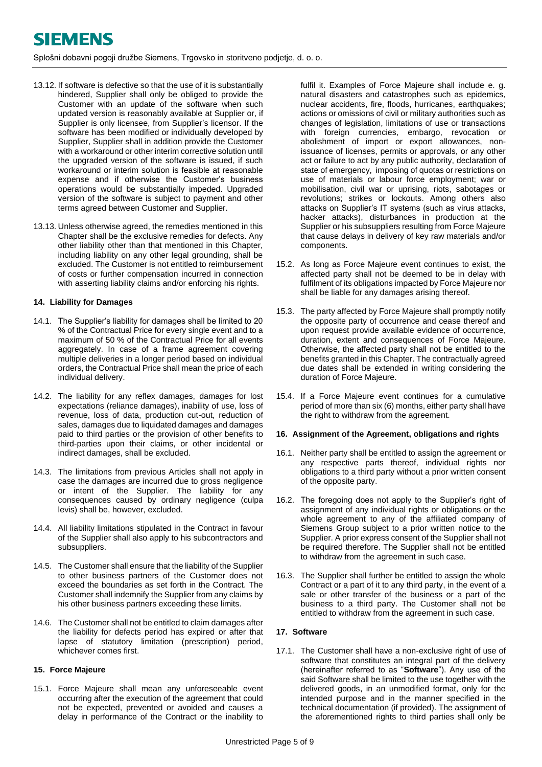13.12. If software is defective so that the use of it is substantially hindered, Supplier shall only be obliged to provide the Customer with an update of the software when such updated version is reasonably available at Supplier or, if Supplier is only licensee, from Supplier's licensor. If the software has been modified or individually developed by Supplier, Supplier shall in addition provide the Customer with a workaround or other interim corrective solution until the upgraded version of the software is issued, if such workaround or interim solution is feasible at reasonable expense and if otherwise the Customer's business operations would be substantially impeded. Upgraded version of the software is subject to payment and other terms agreed between Customer and Supplier.

13.13. Unless otherwise agreed, the remedies mentioned in this Chapter shall be the exclusive remedies for defects. Any other liability other than that mentioned in this Chapter, including liability on any other legal grounding, shall be excluded. The Customer is not entitled to reimbursement of costs or further compensation incurred in connection with asserting liability claims and/or enforcing his rights.

### 14. Liability for Damages

14.1. The Supplier's liability for damages shall be limited to 20 % of the Contractual Price for every single event and to a maximum of 50 % of the Contractual Price for all events aggregately. In case of a frame agreement covering multiple deliveries in a longer period based on individual orders, the Contractual Price shall mean the price of each individual delivery.

14.2. The liability for any reflex damages, damages for lost expectations (reliance damages), inability of use, loss of revenue, loss of data, production cut-out, reduction of sales, damages due to liquidated damages and damages paid to third parties or the provision of other benefits to third-parties upon their claims, or other incidental or indirect damages, shall be excluded.

14.3. The limitations from previous Articles shall not apply in case the damages are incurred due to gross negligence or intent of the Supplier. The liability for any consequences caused by ordinary negligence (culpa levis) shall be, however, excluded.

14.4. All liability limitations stipulated in the Contract in favour of the Supplier shall also apply to his subcontractors and subsuppliers.

14.5. The Customer shall ensure that the liability of the Supplier to other business partners of the Customer does not exceed the boundaries as set forth in the Contract. The Customer shall indemnify the Supplier from any claims by his other business partners exceeding these limits.

14.6. The Customer shall not be entitled to claim damages after the liability for defects period has expired or after that lapse of statutory limitation (prescription) period, whichever comes first.

### 15. Force Majeure

15.1. Force Majeure shall mean any unforeseeable event occurring after the execution of the agreement that could not be expected, prevented or avoided and causes a delay in performance of the Contract or the inability to fulfil it. Examples of Force Majeure shall include e. g. natural disasters and catastrophes such as epidemics, nuclear accidents, fire, floods, hurricanes, earthquakes; actions or omissions of civil or military authorities such as changes of legislation, limitations of use or transactions with foreign currencies, embargo, revocation or abolishment of import or export allowances, non-issuance of licenses, permits or approvals, or any other act or failure to act by any public authority, declaration of state of emergency, imposing of quotas or restrictions on use of materials or labour force employment; war or mobilisation, civil war or uprising, riots, sabotages or revolutions; strikes or lockouts. Among others also attacks on Supplier's IT systems (such as virus attacks, hacker attacks), disturbances in production at the Supplier or his subsuppliers resulting from Force Majeure that cause delays in delivery of key raw materials and/or components.

15.2. As long as Force Majeure event continues to exist, the affected party shall not be deemed to be in delay with fulfilment of its obligations impacted by Force Majeure nor shall be liable for any damages arising thereof.

15.3. The party affected by Force Majeure shall promptly notify the opposite party of occurrence and cease thereof and upon request provide available evidence of occurrence, duration, extent and consequences of Force Majeure. Otherwise, the affected party shall not be entitled to the benefits granted in this Chapter. The contractually agreed due dates shall be extended in writing considering the duration of Force Majeure.

15.4. If a Force Majeure event continues for a cumulative period of more than six (6) months, either party shall have the right to withdraw from the agreement.

### 16. Assignment of the Agreement, obligations and rights

16.1. Neither party shall be entitled to assign the agreement or any respective parts thereof, individual rights nor obligations to a third party without a prior written consent of the opposite party.

16.2. The foregoing does not apply to the Supplier's right of assignment of any individual rights or obligations or the whole agreement to any of the affiliated company of Siemens Group subject to a prior written notice to the Supplier. A prior express consent of the Supplier shall not be required therefore. The Supplier shall not be entitled to withdraw from the agreement in such case.

16.3. The Supplier shall further be entitled to assign the whole Contract or a part of it to any third party, in the event of a sale or other transfer of the business or a part of the business to a third party. The Customer shall not be entitled to withdraw from the agreement in such case.

### 17. Software

17.1. The Customer shall have a non-exclusive right of use of software that constitutes an integral part of the delivery (hereinafter referred to as "**Software**"). Any use of the said Software shall be limited to the use together with the delivered goods, in an unmodified format, only for the intended purpose and in the manner specified in the technical documentation (if provided). The assignment of the aforementioned rights to third parties shall only be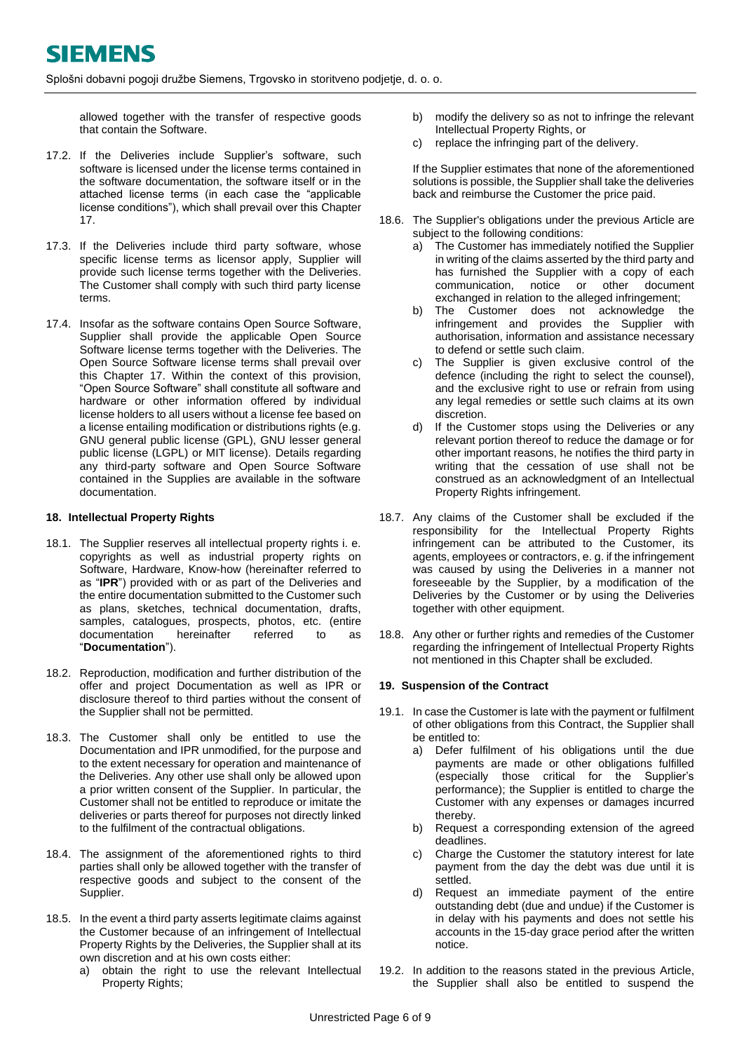allowed together with the transfer of respective goods that contain the Software.

17.2. If the Deliveries include Supplier's software, such software is licensed under the license terms contained in the software documentation, the software itself or in the attached license terms (in each case the "applicable license conditions"), which shall prevail over this Chapter 17.

17.3. If the Deliveries include third party software, whose specific license terms as licensor apply, Supplier will provide such license terms together with the Deliveries. The Customer shall comply with such third party license terms.

17.4. Insofar as the software contains Open Source Software, Supplier shall provide the applicable Open Source Software license terms together with the Deliveries. The Open Source Software license terms shall prevail over this Chapter 17. Within the context of this provision, "Open Source Software" shall constitute all software and hardware or other information offered by individual license holders to all users without a license fee based on a license entailing modification or distributions rights (e.g. GNU general public license (GPL), GNU lesser general public license (LGPL) or MIT license). Details regarding any third-party software and Open Source Software contained in the Supplies are available in the software documentation.

## 18. Intellectual Property Rights

18.1. The Supplier reserves all intellectual property rights i. e. copyrights as well as industrial property rights on Software, Hardware, Know-how (hereinafter referred to as "**IPR**") provided with or as part of the Deliveries and the entire documentation submitted to the Customer such as plans, sketches, technical documentation, drafts, samples, catalogues, prospects, photos, etc. (entire documentation hereinafter referred to as "**Documentation**").

18.2. Reproduction, modification and further distribution of the offer and project Documentation as well as IPR or disclosure thereof to third parties without the consent of the Supplier shall not be permitted.

18.3. The Customer shall only be entitled to use the Documentation and IPR unmodified, for the purpose and to the extent necessary for operation and maintenance of the Deliveries. Any other use shall only be allowed upon a prior written consent of the Supplier. In particular, the Customer shall not be entitled to reproduce or imitate the deliveries or parts thereof for purposes not directly linked to the fulfilment of the contractual obligations.

18.4. The assignment of the aforementioned rights to third parties shall only be allowed together with the transfer of respective goods and subject to the consent of the Supplier.

18.5. In the event a third party asserts legitimate claims against the Customer because of an infringement of Intellectual Property Rights by the Deliveries, the Supplier shall at its own discretion and at his own costs either:

a) obtain the right to use the relevant Intellectual Property Rights;
b) modify the delivery so as not to infringe the relevant Intellectual Property Rights, or
c) replace the infringing part of the delivery.

If the Supplier estimates that none of the aforementioned solutions is possible, the Supplier shall take the deliveries back and reimburse the Customer the price paid.

18.6. The Supplier's obligations under the previous Article are subject to the following conditions:

a) The Customer has immediately notified the Supplier in writing of the claims asserted by the third party and has furnished the Supplier with a copy of each communication, notice or other document exchanged in relation to the alleged infringement;
b) The Customer does not acknowledge the infringement and provides the Supplier with authorisation, information and assistance necessary to defend or settle such claim.
c) The Supplier is given exclusive control of the defence (including the right to select the counsel), and the exclusive right to use or refrain from using any legal remedies or settle such claims at its own discretion.
d) If the Customer stops using the Deliveries or any relevant portion thereof to reduce the damage or for other important reasons, he notifies the third party in writing that the cessation of use shall not be construed as an acknowledgment of an Intellectual Property Rights infringement.

18.7. Any claims of the Customer shall be excluded if the responsibility for the Intellectual Property Rights infringement can be attributed to the Customer, its agents, employees or contractors, e. g. if the infringement was caused by using the Deliveries in a manner not foreseeable by the Supplier, by a modification of the Deliveries by the Customer or by using the Deliveries together with other equipment.

18.8. Any other or further rights and remedies of the Customer regarding the infringement of Intellectual Property Rights not mentioned in this Chapter shall be excluded.

## 19. Suspension of the Contract

19.1. In case the Customer is late with the payment or fulfilment of other obligations from this Contract, the Supplier shall be entitled to:

a) Defer fulfilment of his obligations until the due payments are made or other obligations fulfilled (especially those critical for the Supplier's performance); the Supplier is entitled to charge the Customer with any expenses or damages incurred thereby.
b) Request a corresponding extension of the agreed deadlines.
c) Charge the Customer the statutory interest for late payment from the day the debt was due until it is settled.
d) Request an immediate payment of the entire outstanding debt (due and undue) if the Customer is in delay with his payments and does not settle his accounts in the 15-day grace period after the written notice.

19.2. In addition to the reasons stated in the previous Article, the Supplier shall also be entitled to suspend the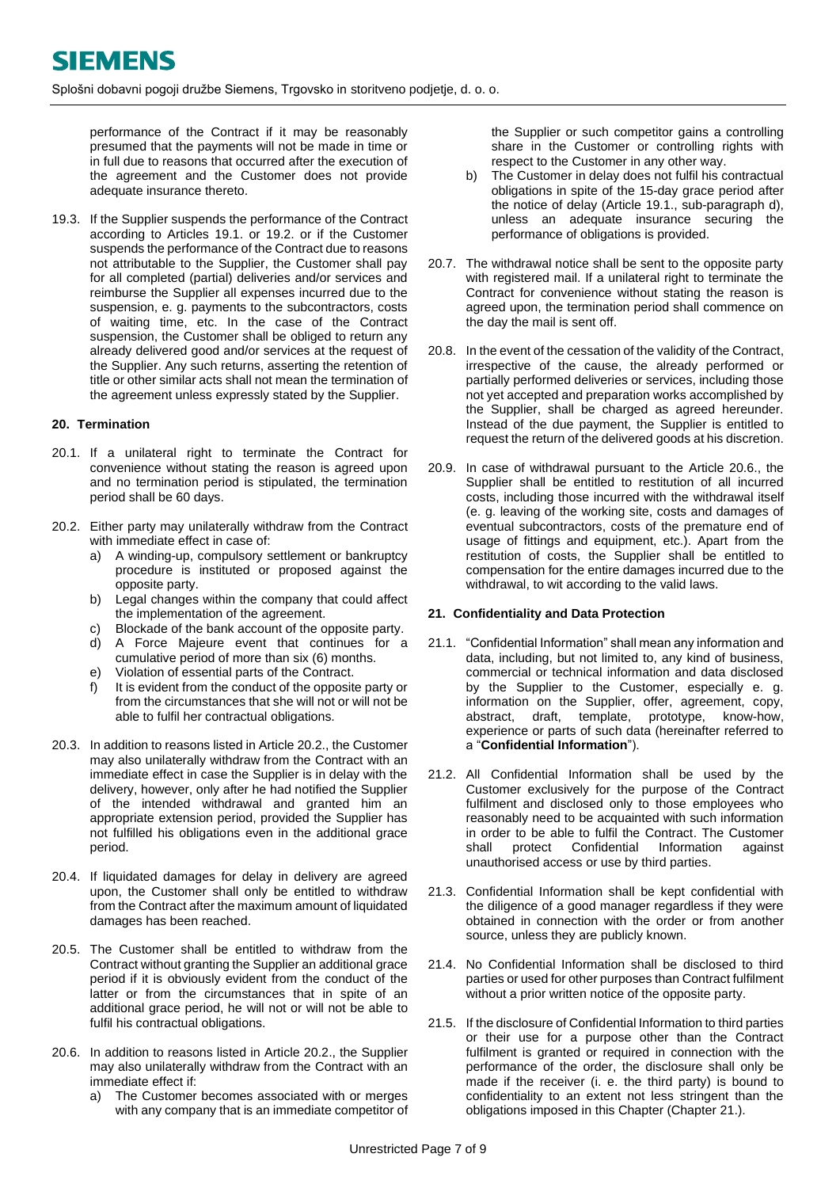performance of the Contract if it may be reasonably presumed that the payments will not be made in time or in full due to reasons that occurred after the execution of the agreement and the Customer does not provide adequate insurance thereto.

19.3. If the Supplier suspends the performance of the Contract according to Articles 19.1. or 19.2. or if the Customer suspends the performance of the Contract due to reasons not attributable to the Supplier, the Customer shall pay for all completed (partial) deliveries and/or services and reimburse the Supplier all expenses incurred due to the suspension, e. g. payments to the subcontractors, costs of waiting time, etc. In the case of the Contract suspension, the Customer shall be obliged to return any already delivered good and/or services at the request of the Supplier. Any such returns, asserting the retention of title or other similar acts shall not mean the termination of the agreement unless expressly stated by the Supplier.

## 20. Termination

20.1. If a unilateral right to terminate the Contract for convenience without stating the reason is agreed upon and no termination period is stipulated, the termination period shall be 60 days.

20.2. Either party may unilaterally withdraw from the Contract with immediate effect in case of:

a) A winding-up, compulsory settlement or bankruptcy procedure is instituted or proposed against the opposite party.
b) Legal changes within the company that could affect the implementation of the agreement.
c) Blockade of the bank account of the opposite party.
d) A Force Majeure event that continues for a cumulative period of more than six (6) months.
e) Violation of essential parts of the Contract.
f) It is evident from the conduct of the opposite party or from the circumstances that she will not or will not be able to fulfil her contractual obligations.

20.3. In addition to reasons listed in Article 20.2., the Customer may also unilaterally withdraw from the Contract with an immediate effect in case the Supplier is in delay with the delivery, however, only after he had notified the Supplier of the intended withdrawal and granted him an appropriate extension period, provided the Supplier has not fulfilled his obligations even in the additional grace period.

20.4. If liquidated damages for delay in delivery are agreed upon, the Customer shall only be entitled to withdraw from the Contract after the maximum amount of liquidated damages has been reached.

20.5. The Customer shall be entitled to withdraw from the Contract without granting the Supplier an additional grace period if it is obviously evident from the conduct of the latter or from the circumstances that in spite of an additional grace period, he will not or will not be able to fulfil his contractual obligations.

20.6. In addition to reasons listed in Article 20.2., the Supplier may also unilaterally withdraw from the Contract with an immediate effect if:

a) The Customer becomes associated with or merges with any company that is an immediate competitor of the Supplier or such competitor gains a controlling share in the Customer or controlling rights with respect to the Customer in any other way.
b) The Customer in delay does not fulfil his contractual obligations in spite of the 15-day grace period after the notice of delay (Article 19.1., sub-paragraph d), unless an adequate insurance securing the performance of obligations is provided.

20.7. The withdrawal notice shall be sent to the opposite party with registered mail. If a unilateral right to terminate the Contract for convenience without stating the reason is agreed upon, the termination period shall commence on the day the mail is sent off.

20.8. In the event of the cessation of the validity of the Contract, irrespective of the cause, the already performed or partially performed deliveries or services, including those not yet accepted and preparation works accomplished by the Supplier, shall be charged as agreed hereunder. Instead of the due payment, the Supplier is entitled to request the return of the delivered goods at his discretion.

20.9. In case of withdrawal pursuant to the Article 20.6., the Supplier shall be entitled to restitution of all incurred costs, including those incurred with the withdrawal itself (e. g. leaving of the working site, costs and damages of eventual subcontractors, costs of the premature end of usage of fittings and equipment, etc.). Apart from the restitution of costs, the Supplier shall be entitled to compensation for the entire damages incurred due to the withdrawal, to wit according to the valid laws.

## 21. Confidentiality and Data Protection

21.1. "Confidential Information" shall mean any information and data, including, but not limited to, any kind of business, commercial or technical information and data disclosed by the Supplier to the Customer, especially e. g. information on the Supplier, offer, agreement, copy, abstract, draft, template, prototype, know-how, experience or parts of such data (hereinafter referred to a "**Confidential Information**").

21.2. All Confidential Information shall be used by the Customer exclusively for the purpose of the Contract fulfilment and disclosed only to those employees who reasonably need to be acquainted with such information in order to be able to fulfil the Contract. The Customer shall protect Confidential Information against unauthorised access or use by third parties.

21.3. Confidential Information shall be kept confidential with the diligence of a good manager regardless if they were obtained in connection with the order or from another source, unless they are publicly known.

21.4. No Confidential Information shall be disclosed to third parties or used for other purposes than Contract fulfilment without a prior written notice of the opposite party.

21.5. If the disclosure of Confidential Information to third parties or their use for a purpose other than the Contract fulfilment is granted or required in connection with the performance of the order, the disclosure shall only be made if the receiver (i. e. the third party) is bound to confidentiality to an extent not less stringent than the obligations imposed in this Chapter (Chapter 21.).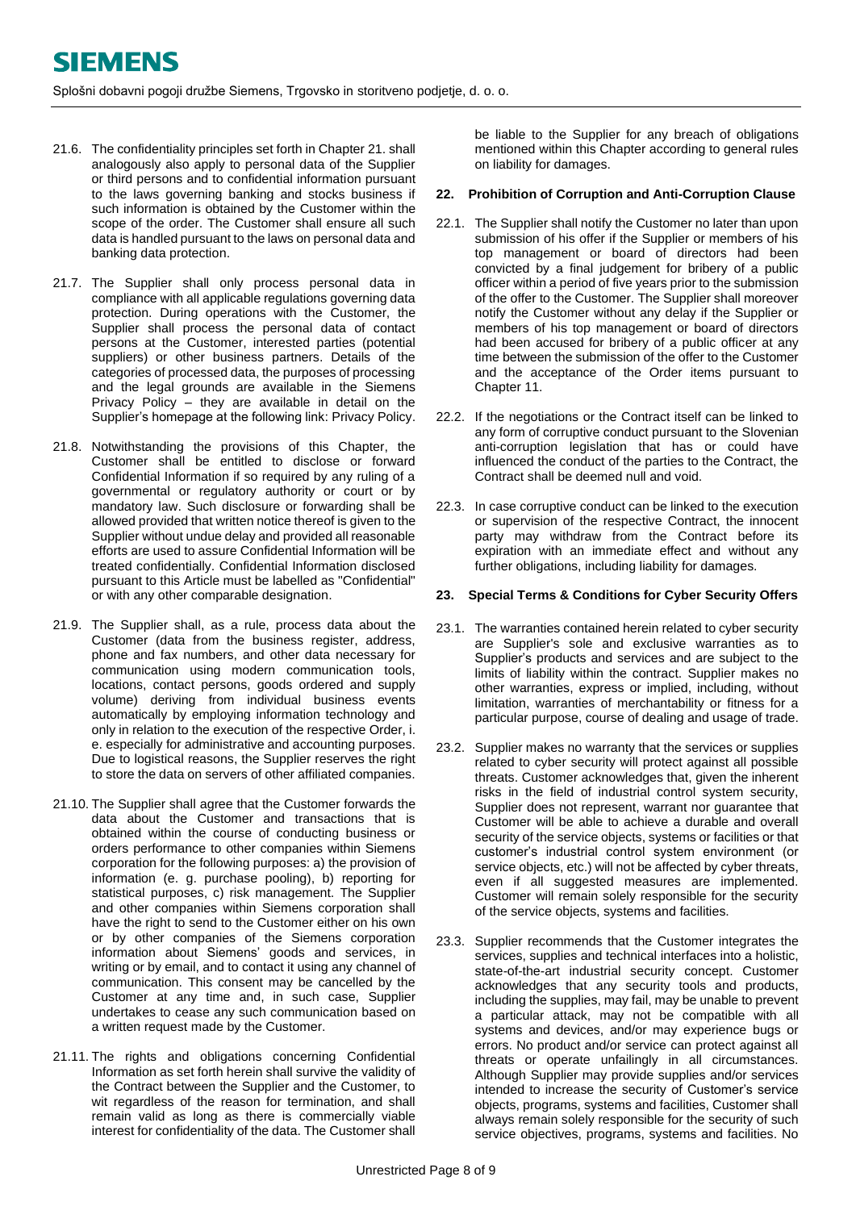21.6. The confidentiality principles set forth in Chapter 21. shall analogously also apply to personal data of the Supplier or third persons and to confidential information pursuant to the laws governing banking and stocks business if such information is obtained by the Customer within the scope of the order. The Customer shall ensure all such data is handled pursuant to the laws on personal data and banking data protection.

21.7. The Supplier shall only process personal data in compliance with all applicable regulations governing data protection. During operations with the Customer, the Supplier shall process the personal data of contact persons at the Customer, interested parties (potential suppliers) or other business partners. Details of the categories of processed data, the purposes of processing and the legal grounds are available in the Siemens Privacy Policy – they are available in detail on the Supplier's homepage at the following link: Privacy Policy.

21.8. Notwithstanding the provisions of this Chapter, the Customer shall be entitled to disclose or forward Confidential Information if so required by any ruling of a governmental or regulatory authority or court or by mandatory law. Such disclosure or forwarding shall be allowed provided that written notice thereof is given to the Supplier without undue delay and provided all reasonable efforts are used to assure Confidential Information will be treated confidentially. Confidential Information disclosed pursuant to this Article must be labelled as "Confidential" or with any other comparable designation.

21.9. The Supplier shall, as a rule, process data about the Customer (data from the business register, address, phone and fax numbers, and other data necessary for communication using modern communication tools, locations, contact persons, goods ordered and supply volume) deriving from individual business events automatically by employing information technology and only in relation to the execution of the respective Order, i. e. especially for administrative and accounting purposes. Due to logistical reasons, the Supplier reserves the right to store the data on servers of other affiliated companies.

21.10. The Supplier shall agree that the Customer forwards the data about the Customer and transactions that is obtained within the course of conducting business or orders performance to other companies within Siemens corporation for the following purposes: a) the provision of information (e. g. purchase pooling), b) reporting for statistical purposes, c) risk management. The Supplier and other companies within Siemens corporation shall have the right to send to the Customer either on his own or by other companies of the Siemens corporation information about Siemens' goods and services, in writing or by email, and to contact it using any channel of communication. This consent may be cancelled by the Customer at any time and, in such case, Supplier undertakes to cease any such communication based on a written request made by the Customer.

21.11. The rights and obligations concerning Confidential Information as set forth herein shall survive the validity of the Contract between the Supplier and the Customer, to wit regardless of the reason for termination, and shall remain valid as long as there is commercially viable interest for confidentiality of the data. The Customer shall be liable to the Supplier for any breach of obligations mentioned within this Chapter according to general rules on liability for damages.

## 22. Prohibition of Corruption and Anti-Corruption Clause

22.1. The Supplier shall notify the Customer no later than upon submission of his offer if the Supplier or members of his top management or board of directors had been convicted by a final judgement for bribery of a public officer within a period of five years prior to the submission of the offer to the Customer. The Supplier shall moreover notify the Customer without any delay if the Supplier or members of his top management or board of directors had been accused for bribery of a public officer at any time between the submission of the offer to the Customer and the acceptance of the Order items pursuant to Chapter 11.

22.2. If the negotiations or the Contract itself can be linked to any form of corruptive conduct pursuant to the Slovenian anti-corruption legislation that has or could have influenced the conduct of the parties to the Contract, the Contract shall be deemed null and void.

22.3. In case corruptive conduct can be linked to the execution or supervision of the respective Contract, the innocent party may withdraw from the Contract before its expiration with an immediate effect and without any further obligations, including liability for damages.

## 23. Special Terms & Conditions for Cyber Security Offers

23.1. The warranties contained herein related to cyber security are Supplier's sole and exclusive warranties as to Supplier's products and services and are subject to the limits of liability within the contract. Supplier makes no other warranties, express or implied, including, without limitation, warranties of merchantability or fitness for a particular purpose, course of dealing and usage of trade.

23.2. Supplier makes no warranty that the services or supplies related to cyber security will protect against all possible threats. Customer acknowledges that, given the inherent risks in the field of industrial control system security, Supplier does not represent, warrant nor guarantee that Customer will be able to achieve a durable and overall security of the service objects, systems or facilities or that customer's industrial control system environment (or service objects, etc.) will not be affected by cyber threats, even if all suggested measures are implemented. Customer will remain solely responsible for the security of the service objects, systems and facilities.

23.3. Supplier recommends that the Customer integrates the services, supplies and technical interfaces into a holistic, state-of-the-art industrial security concept. Customer acknowledges that any security tools and products, including the supplies, may fail, may be unable to prevent a particular attack, may not be compatible with all systems and devices, and/or may experience bugs or errors. No product and/or service can protect against all threats or operate unfailingly in all circumstances. Although Supplier may provide supplies and/or services intended to increase the security of Customer's service objects, programs, systems and facilities, Customer shall always remain solely responsible for the security of such service objectives, programs, systems and facilities. No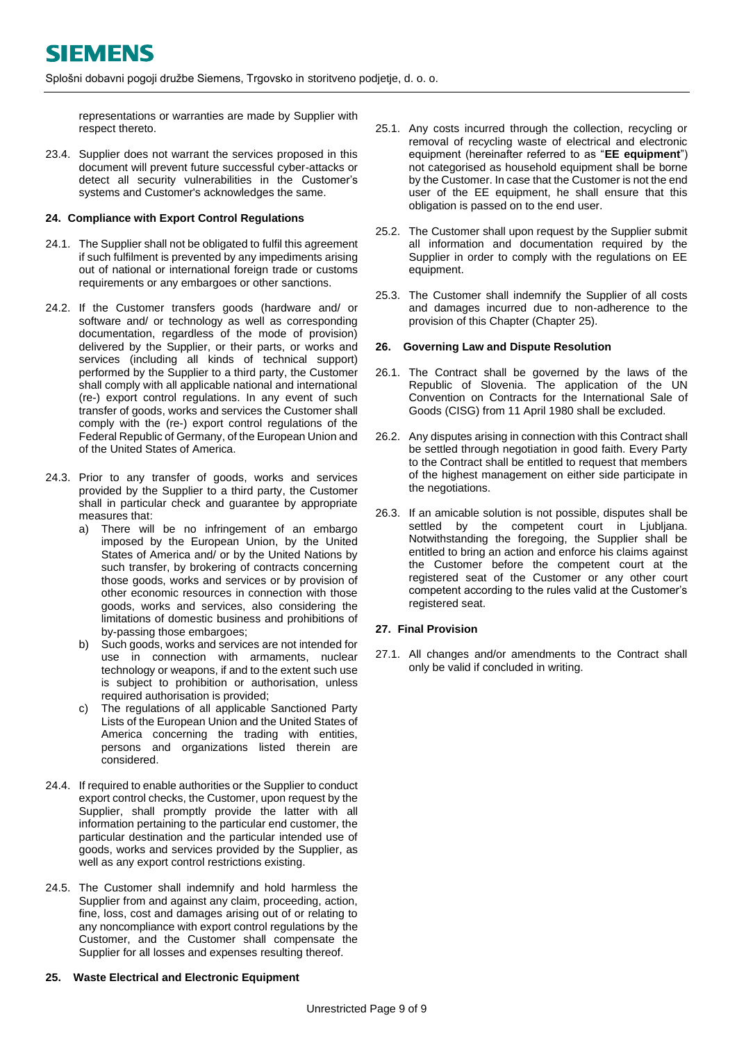representations or warranties are made by Supplier with respect thereto.

23.4. Supplier does not warrant the services proposed in this document will prevent future successful cyber-attacks or detect all security vulnerabilities in the Customer's systems and Customer's acknowledges the same.

### 24. Compliance with Export Control Regulations

24.1. The Supplier shall not be obligated to fulfil this agreement if such fulfilment is prevented by any impediments arising out of national or international foreign trade or customs requirements or any embargoes or other sanctions.

24.2. If the Customer transfers goods (hardware and/ or software and/ or technology as well as corresponding documentation, regardless of the mode of provision) delivered by the Supplier, or their parts, or works and services (including all kinds of technical support) performed by the Supplier to a third party, the Customer shall comply with all applicable national and international (re-) export control regulations. In any event of such transfer of goods, works and services the Customer shall comply with the (re-) export control regulations of the Federal Republic of Germany, of the European Union and of the United States of America.

24.3. Prior to any transfer of goods, works and services provided by the Supplier to a third party, the Customer shall in particular check and guarantee by appropriate measures that:

a) There will be no infringement of an embargo imposed by the European Union, by the United States of America and/ or by the United Nations by such transfer, by brokering of contracts concerning those goods, works and services or by provision of other economic resources in connection with those goods, works and services, also considering the limitations of domestic business and prohibitions of by-passing those embargoes;

b) Such goods, works and services are not intended for use in connection with armaments, nuclear technology or weapons, if and to the extent such use is subject to prohibition or authorisation, unless required authorisation is provided;

c) The regulations of all applicable Sanctioned Party Lists of the European Union and the United States of America concerning the trading with entities, persons and organizations listed therein are considered.

24.4. If required to enable authorities or the Supplier to conduct export control checks, the Customer, upon request by the Supplier, shall promptly provide the latter with all information pertaining to the particular end customer, the particular destination and the particular intended use of goods, works and services provided by the Supplier, as well as any export control restrictions existing.

24.5. The Customer shall indemnify and hold harmless the Supplier from and against any claim, proceeding, action, fine, loss, cost and damages arising out of or relating to any noncompliance with export control regulations by the Customer, and the Customer shall compensate the Supplier for all losses and expenses resulting thereof.

### 25. Waste Electrical and Electronic Equipment

25.1. Any costs incurred through the collection, recycling or removal of recycling waste of electrical and electronic equipment (hereinafter referred to as "**EE equipment**") not categorised as household equipment shall be borne by the Customer. In case that the Customer is not the end user of the EE equipment, he shall ensure that this obligation is passed on to the end user.

25.2. The Customer shall upon request by the Supplier submit all information and documentation required by the Supplier in order to comply with the regulations on EE equipment.

25.3. The Customer shall indemnify the Supplier of all costs and damages incurred due to non-adherence to the provision of this Chapter (Chapter 25).

### 26. Governing Law and Dispute Resolution

26.1. The Contract shall be governed by the laws of the Republic of Slovenia. The application of the UN Convention on Contracts for the International Sale of Goods (CISG) from 11 April 1980 shall be excluded.

26.2. Any disputes arising in connection with this Contract shall be settled through negotiation in good faith. Every Party to the Contract shall be entitled to request that members of the highest management on either side participate in the negotiations.

26.3. If an amicable solution is not possible, disputes shall be settled by the competent court in Ljubljana. Notwithstanding the foregoing, the Supplier shall be entitled to bring an action and enforce his claims against the Customer before the competent court at the registered seat of the Customer or any other court competent according to the rules valid at the Customer's registered seat.

### 27. Final Provision

27.1. All changes and/or amendments to the Contract shall only be valid if concluded in writing.